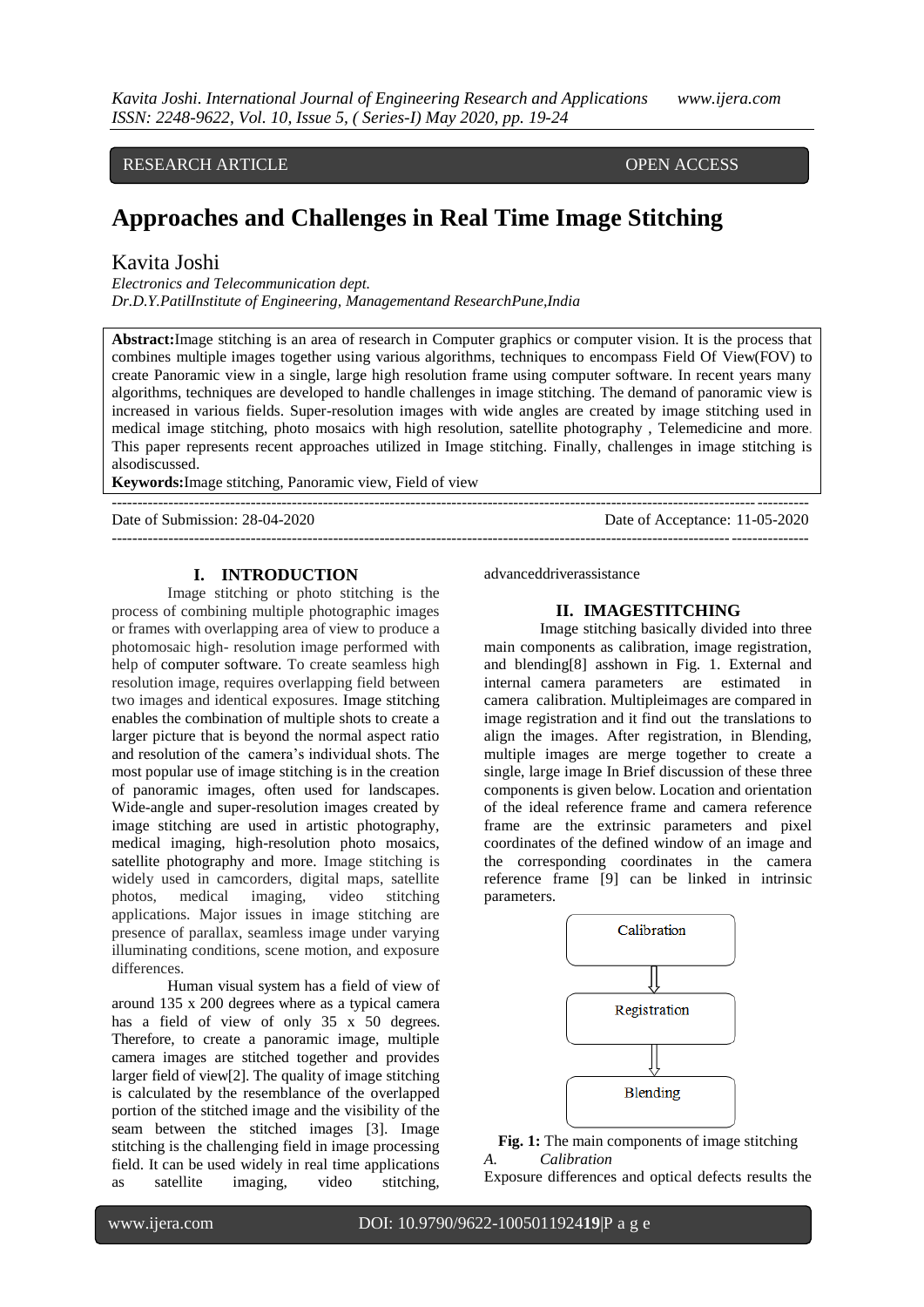RESEARCH ARTICLE OPEN ACCESS

# Approaches and Challenges in Real Time Image Stitching

Kavita Joshi

*Electronics and Telecommunication dept.*
*Dr.D.Y.PatilInstitute of Engineering, Managementand ResearchPune,India*

**Abstract:**Image stitching is an area of research in Computer graphics or computer vision. It is the process that combines multiple images together using various algorithms, techniques to encompass Field Of View(FOV) to create Panoramic view in a single, large high resolution frame using computer software. In recent years many algorithms, techniques are developed to handle challenges in image stitching. The demand of panoramic view is increased in various fields. Super-resolution images with wide angles are created by image stitching used in medical image stitching, photo mosaics with high resolution, satellite photography , Telemedicine and more. This paper represents recent approaches utilized in Image stitching. Finally, challenges in image stitching is alsodiscussed.

**Keywords:**Image stitching, Panoramic view, Field of view

Date of Submission: 28-04-2020 Date of Acceptance: 11-05-2020

## I. INTRODUCTION

Image stitching or photo stitching is the process of combining multiple photographic images or frames with overlapping area of view to produce a photomosaic high- resolution image performed with help of computer software. To create seamless high resolution image, requires overlapping field between two images and identical exposures. Image stitching enables the combination of multiple shots to create a larger picture that is beyond the normal aspect ratio and resolution of the camera's individual shots. The most popular use of image stitching is in the creation of panoramic images, often used for landscapes. Wide-angle and super-resolution images created by image stitching are used in artistic photography, medical imaging, high-resolution photo mosaics, satellite photography and more. Image stitching is widely used in camcorders, digital maps, satellite photos, medical imaging, video stitching applications. Major issues in image stitching are presence of parallax, seamless image under varying illuminating conditions, scene motion, and exposure differences.

Human visual system has a field of view of around 135 x 200 degrees where as a typical camera has a field of view of only 35 x 50 degrees. Therefore, to create a panoramic image, multiple camera images are stitched together and provides larger field of view[2]. The quality of image stitching is calculated by the resemblance of the overlapped portion of the stitched image and the visibility of the seam between the stitched images [3]. Image stitching is the challenging field in image processing field. It can be used widely in real time applications as satellite imaging, video stitching, advanceddriverassistance

## II. IMAGESTITCHING

Image stitching basically divided into three main components as calibration, image registration, and blending[8] asshown in Fig. 1. External and internal camera parameters are estimated in camera calibration. Multipleimages are compared in image registration and it find out the translations to align the images. After registration, in Blending, multiple images are merge together to create a single, large image In Brief discussion of these three components is given below. Location and orientation of the ideal reference frame and camera reference frame are the extrinsic parameters and pixel coordinates of the defined window of an image and the corresponding coordinates in the camera reference frame [9] can be linked in intrinsic parameters.

Calibration → Registration → Blending

**Fig. 1:** The main components of image stitching

*A. Calibration*

Exposure differences and optical defects results the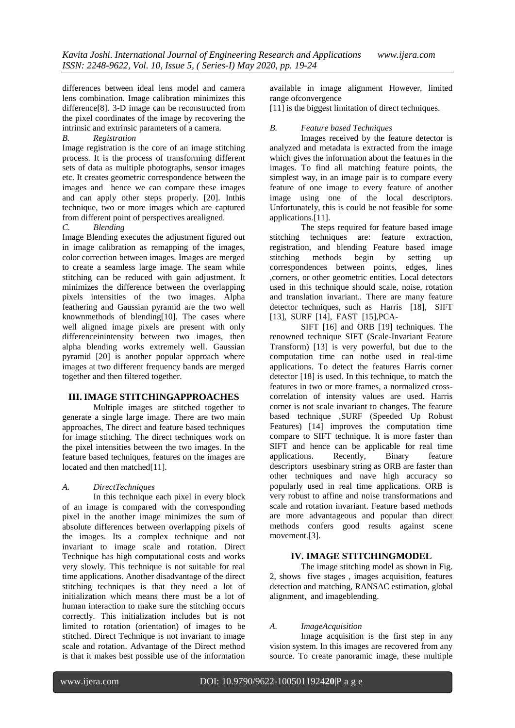differences between ideal lens model and camera lens combination. Image calibration minimizes this difference[8]. 3-D image can be reconstructed from the pixel coordinates of the image by recovering the intrinsic and extrinsic parameters of a camera.

*B. Registration*

Image registration is the core of an image stitching process. It is the process of transforming different sets of data as multiple photographs, sensor images etc. It creates geometric correspondence between the images and hence we can compare these images and can apply other steps properly. [20]. Inthis technique, two or more images which are captured from different point of perspectives arealigned.

*C. Blending*

Image Blending executes the adjustment figured out in image calibration as remapping of the images, color correction between images. Images are merged to create a seamless large image. The seam while stitching can be reduced with gain adjustment. It minimizes the difference between the overlapping pixels intensities of the two images. Alpha feathering and Gaussian pyramid are the two well knownmethods of blending[10]. The cases where well aligned image pixels are present with only differenceinintensity between two images, then alpha blending works extremely well. Gaussian pyramid [20] is another popular approach where images at two different frequency bands are merged together and then filtered together.

## III. IMAGE STITCHINGAPPROACHES

Multiple images are stitched together to generate a single large image. There are two main approaches, The direct and feature based techniques for image stitching. The direct techniques work on the pixel intensities between the two images. In the feature based techniques, features on the images are located and then matched[11].

*A. DirectTechniques*

In this technique each pixel in every block of an image is compared with the corresponding pixel in the another image minimizes the sum of absolute differences between overlapping pixels of the images. Its a complex technique and not invariant to image scale and rotation. Direct Technique has high computational costs and works very slowly. This technique is not suitable for real time applications. Another disadvantage of the direct stitching techniques is that they need a lot of initialization which means there must be a lot of human interaction to make sure the stitching occurs correctly. This initialization includes but is not limited to rotation (orientation) of images to be stitched. Direct Technique is not invariant to image scale and rotation. Advantage of the Direct method is that it makes best possible use of the information available in image alignment However, limited range ofconvergence

[11] is the biggest limitation of direct techniques.

*B. Feature based Techniques*

Images received by the feature detector is analyzed and metadata is extracted from the image which gives the information about the features in the images. To find all matching feature points, the simplest way, in an image pair is to compare every feature of one image to every feature of another image using one of the local descriptors. Unfortunately, this is could be not feasible for some applications.[11].

The steps required for feature based image stitching techniques are: feature extraction, registration, and blending Feature based image stitching methods begin by setting up correspondences between points, edges, lines ,corners, or other geometric entities. Local detectors used in this technique should scale, noise, rotation and translation invariant.. There are many feature detector techniques, such as Harris [18], SIFT [13], SURF [14], FAST [15],PCA-

SIFT [16] and ORB [19] techniques. The renowned technique SIFT (Scale-Invariant Feature Transform) [13] is very powerful, but due to the computation time can notbe used in real-time applications. To detect the features Harris corner detector [18] is used. In this technique, to match the features in two or more frames, a normalized cross-correlation of intensity values are used. Harris corner is not scale invariant to changes. The feature based technique ,SURF (Speeded Up Robust Features) [14] improves the computation time compare to SIFT technique. It is more faster than SIFT and hence can be applicable for real time applications. Recently, Binary feature descriptors usesbinary string as ORB are faster than other techniques and nave high accuracy so popularly used in real time applications. ORB is very robust to affine and noise transformations and scale and rotation invariant. Feature based methods are more advantageous and popular than direct methods confers good results against scene movement.[3].

## IV. IMAGE STITCHINGMODEL

The image stitching model as shown in Fig. 2, shows five stages , images acquisition, features detection and matching, RANSAC estimation, global alignment, and imageblending.

*A. ImageAcquisition*

Image acquisition is the first step in any vision system. In this images are recovered from any source. To create panoramic image, these multiple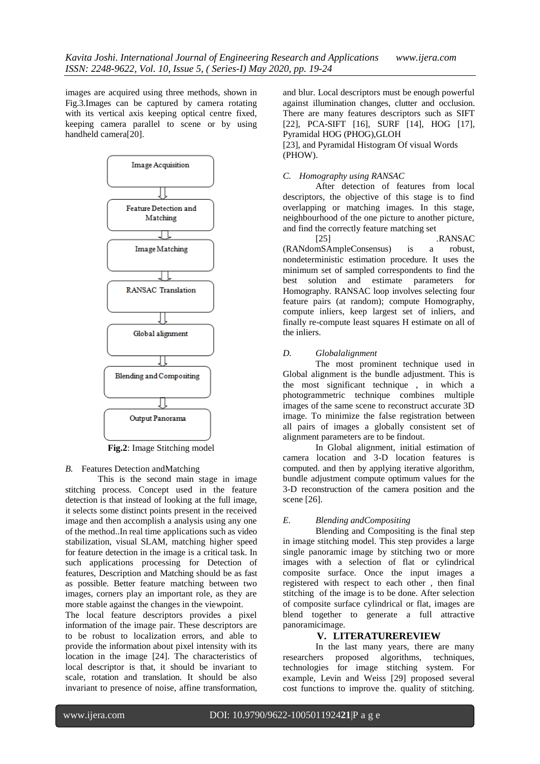images are acquired using three methods, shown in Fig.3.Images can be captured by camera rotating with its vertical axis keeping optical centre fixed, keeping camera parallel to scene or by using handheld camera[20].

Image Acquisition
⇓
Feature Detection and Matching
⇓
Image Matching
⇓
RANSAC Translation
⇓
Global alignment
⇓
Blending and Compositing
⇓
Output Panorama

**Fig.2**: Image Stitching model

*B.* Features Detection andMatching

This is the second main stage in image stitching process. Concept used in the feature detection is that instead of looking at the full image, it selects some distinct points present in the received image and then accomplish a analysis using any one of the method..In real time applications such as video stabilization, visual SLAM, matching higher speed for feature detection in the image is a critical task. In such applications processing for Detection of features, Description and Matching should be as fast as possible. Better feature matching between two images, corners play an important role, as they are more stable against the changes in the viewpoint.

The local feature descriptors provides a pixel information of the image pair. These descriptors are to be robust to localization errors, and able to provide the information about pixel intensity with its location in the image [24]. The characteristics of local descriptor is that, it should be invariant to scale, rotation and translation. It should be also invariant to presence of noise, affine transformation, and blur. Local descriptors must be enough powerful against illumination changes, clutter and occlusion. There are many features descriptors such as SIFT [22], PCA-SIFT [16], SURF [14], HOG [17], Pyramidal HOG (PHOG),GLOH [23], and Pyramidal Histogram Of visual Words (PHOW).

*C. Homography using RANSAC*

After detection of features from local descriptors, the objective of this stage is to find overlapping or matching images. In this stage, neighbourhood of the one picture to another picture, and find the correctly feature matching set [25] .RANSAC (RANdomSAmpleConsensus) is a robust, nondeterministic estimation procedure. It uses the minimum set of sampled correspondents to find the best solution and estimate parameters for Homography. RANSAC loop involves selecting four feature pairs (at random); compute Homography, compute inliers, keep largest set of inliers, and finally re-compute least squares H estimate on all of the inliers.

*D. Globalalignment*

The most prominent technique used in Global alignment is the bundle adjustment. This is the most significant technique , in which a photogrammetric technique combines multiple images of the same scene to reconstruct accurate 3D image. To minimize the false registration between all pairs of images a globally consistent set of alignment parameters are to be findout.

In Global alignment, initial estimation of camera location and 3-D location features is computed. and then by applying iterative algorithm, bundle adjustment compute optimum values for the 3-D reconstruction of the camera position and the scene [26].

*E. Blending andCompositing*

Blending and Compositing is the final step in image stitching model. This step provides a large single panoramic image by stitching two or more images with a selection of flat or cylindrical composite surface. Once the input images a registered with respect to each other , then final stitching of the image is to be done. After selection of composite surface cylindrical or flat, images are blend together to generate a full attractive panoramicimage.

## V. LITERATUREREVIEW

In the last many years, there are many researchers proposed algorithms, techniques, technologies for image stitching system. For example, Levin and Weiss [29] proposed several cost functions to improve the. quality of stitching.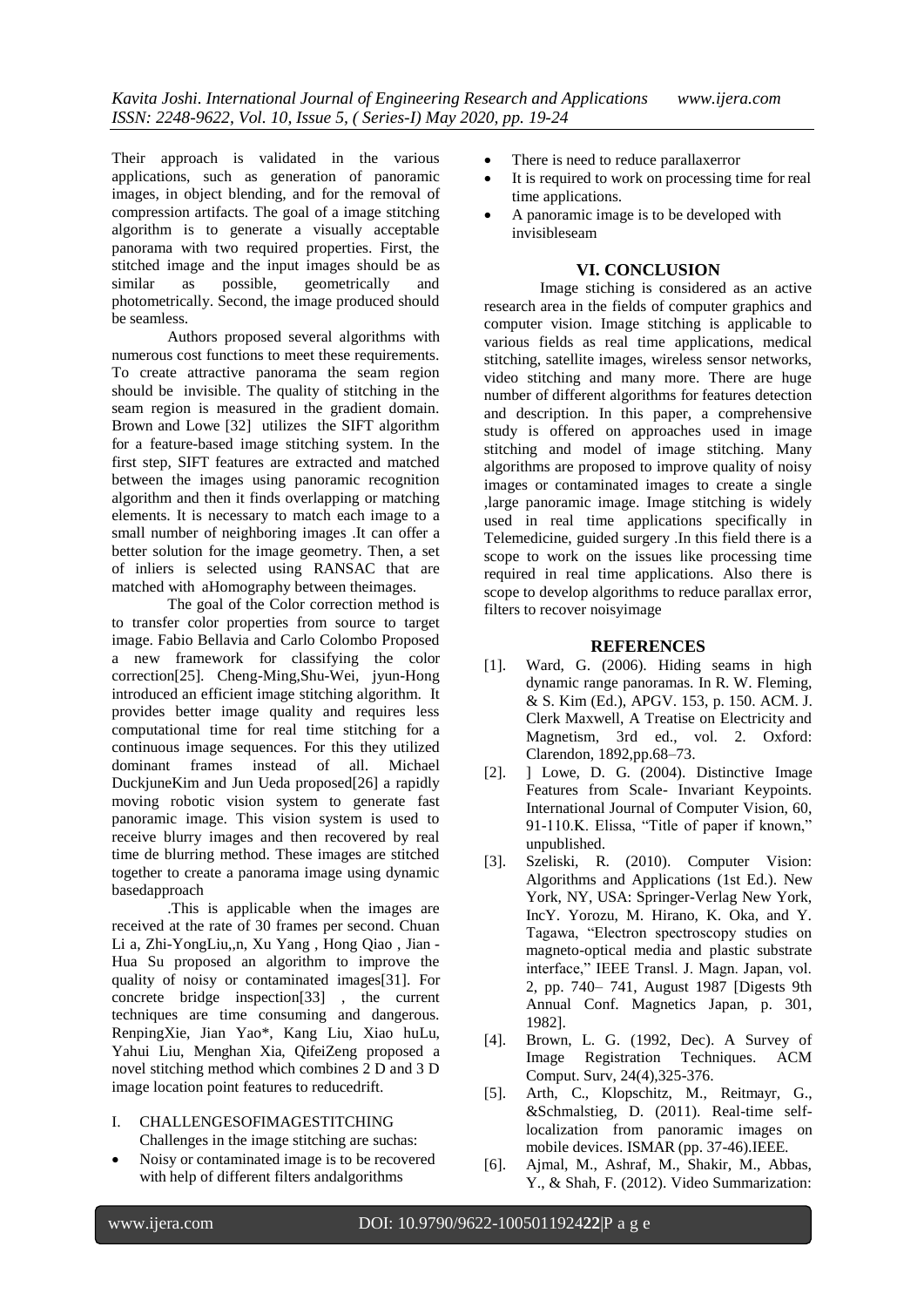Their approach is validated in the various applications, such as generation of panoramic images, in object blending, and for the removal of compression artifacts. The goal of a image stitching algorithm is to generate a visually acceptable panorama with two required properties. First, the stitched image and the input images should be as similar as possible, geometrically and photometrically. Second, the image produced should be seamless.

Authors proposed several algorithms with numerous cost functions to meet these requirements. To create attractive panorama the seam region should be invisible. The quality of stitching in the seam region is measured in the gradient domain. Brown and Lowe [32] utilizes the SIFT algorithm for a feature-based image stitching system. In the first step, SIFT features are extracted and matched between the images using panoramic recognition algorithm and then it finds overlapping or matching elements. It is necessary to match each image to a small number of neighboring images .It can offer a better solution for the image geometry. Then, a set of inliers is selected using RANSAC that are matched with aHomography between theimages.

The goal of the Color correction method is to transfer color properties from source to target image. Fabio Bellavia and Carlo Colombo Proposed a new framework for classifying the color correction[25]. Cheng-Ming,Shu-Wei, jyun-Hong introduced an efficient image stitching algorithm. It provides better image quality and requires less computational time for real time stitching for a continuous image sequences. For this they utilized dominant frames instead of all. Michael DuckjuneKim and Jun Ueda proposed[26] a rapidly moving robotic vision system to generate fast panoramic image. This vision system is used to receive blurry images and then recovered by real time de blurring method. These images are stitched together to create a panorama image using dynamic basedapproach

.This is applicable when the images are received at the rate of 30 frames per second. Chuan Li a, Zhi-YongLiu,,n, Xu Yang , Hong Qiao , Jian -Hua Su proposed an algorithm to improve the quality of noisy or contaminated images[31]. For concrete bridge inspection[33] , the current techniques are time consuming and dangerous. RenpingXie, Jian Yao*, Kang Liu, Xiao huLu, Yahui Liu, Menghan Xia, QifeiZeng proposed a novel stitching method which combines 2 D and 3 D image location point features to reducedrift.

I. CHALLENGESOFIMAGESTITCHING

Challenges in the image stitching are suchas:

- Noisy or contaminated image is to be recovered with help of different filters andalgorithms
- There is need to reduce parallaxerror
- It is required to work on processing time for real time applications.
- A panoramic image is to be developed with invisibleseam

## VI. CONCLUSION

Image stiching is considered as an active research area in the fields of computer graphics and computer vision. Image stitching is applicable to various fields as real time applications, medical stitching, satellite images, wireless sensor networks, video stitching and many more. There are huge number of different algorithms for features detection and description. In this paper, a comprehensive study is offered on approaches used in image stitching and model of image stitching. Many algorithms are proposed to improve quality of noisy images or contaminated images to create a single ,large panoramic image. Image stitching is widely used in real time applications specifically in Telemedicine, guided surgery .In this field there is a scope to work on the issues like processing time required in real time applications. Also there is scope to develop algorithms to reduce parallax error, filters to recover noisyimage

## REFERENCES

[1]. Ward, G. (2006). Hiding seams in high dynamic range panoramas. In R. W. Fleming, & S. Kim (Ed.), APGV. 153, p. 150. ACM. J. Clerk Maxwell, A Treatise on Electricity and Magnetism, 3rd ed., vol. 2. Oxford: Clarendon, 1892,pp.68–73.

[2]. ] Lowe, D. G. (2004). Distinctive Image Features from Scale- Invariant Keypoints. International Journal of Computer Vision, 60, 91-110.K. Elissa, "Title of paper if known," unpublished.

[3]. Szeliski, R. (2010). Computer Vision: Algorithms and Applications (1st Ed.). New York, NY, USA: Springer-Verlag New York, IncY. Yorozu, M. Hirano, K. Oka, and Y. Tagawa, "Electron spectroscopy studies on magneto-optical media and plastic substrate interface," IEEE Transl. J. Magn. Japan, vol. 2, pp. 740– 741, August 1987 [Digests 9th Annual Conf. Magnetics Japan, p. 301, 1982].

[4]. Brown, L. G. (1992, Dec). A Survey of Image Registration Techniques. ACM Comput. Surv, 24(4),325-376.

[5]. Arth, C., Klopschitz, M., Reitmayr, G., &Schmalstieg, D. (2011). Real-time self-localization from panoramic images on mobile devices. ISMAR (pp. 37-46).IEEE.

[6]. Ajmal, M., Ashraf, M., Shakir, M., Abbas, Y., & Shah, F. (2012). Video Summarization: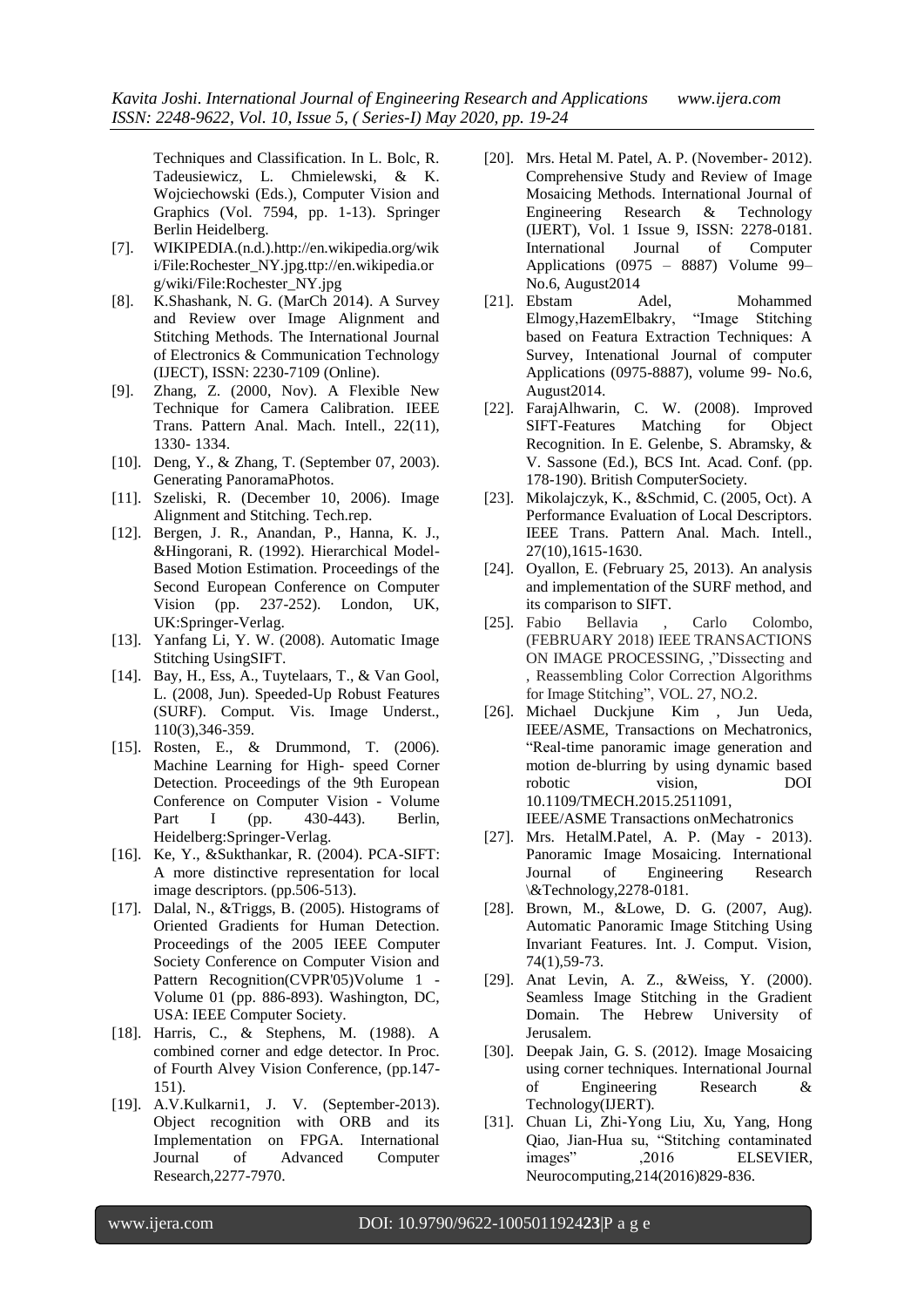Techniques and Classification. In L. Bolc, R. Tadeusiewicz, L. Chmielewski, & K. Wojciechowski (Eds.), Computer Vision and Graphics (Vol. 7594, pp. 1-13). Springer Berlin Heidelberg.

[7]. WIKIPEDIA.(n.d.).http://en.wikipedia.org/wiki/File:Rochester_NY.jpg.ttp://en.wikipedia.org/wiki/File:Rochester_NY.jpg

[8]. K.Shashank, N. G. (MarCh 2014). A Survey and Review over Image Alignment and Stitching Methods. The International Journal of Electronics & Communication Technology (IJECT), ISSN: 2230-7109 (Online).

[9]. Zhang, Z. (2000, Nov). A Flexible New Technique for Camera Calibration. IEEE Trans. Pattern Anal. Mach. Intell., 22(11), 1330- 1334.

[10]. Deng, Y., & Zhang, T. (September 07, 2003). Generating PanoramaPhotos.

[11]. Szeliski, R. (December 10, 2006). Image Alignment and Stitching. Tech.rep.

[12]. Bergen, J. R., Anandan, P., Hanna, K. J., &Hingorani, R. (1992). Hierarchical Model-Based Motion Estimation. Proceedings of the Second European Conference on Computer Vision (pp. 237-252). London, UK, UK:Springer-Verlag.

[13]. Yanfang Li, Y. W. (2008). Automatic Image Stitching UsingSIFT.

[14]. Bay, H., Ess, A., Tuytelaars, T., & Van Gool, L. (2008, Jun). Speeded-Up Robust Features (SURF). Comput. Vis. Image Underst., 110(3),346-359.

[15]. Rosten, E., & Drummond, T. (2006). Machine Learning for High- speed Corner Detection. Proceedings of the 9th European Conference on Computer Vision - Volume Part I (pp. 430-443). Berlin, Heidelberg:Springer-Verlag.

[16]. Ke, Y., &Sukthankar, R. (2004). PCA-SIFT: A more distinctive representation for local image descriptors. (pp.506-513).

[17]. Dalal, N., &Triggs, B. (2005). Histograms of Oriented Gradients for Human Detection. Proceedings of the 2005 IEEE Computer Society Conference on Computer Vision and Pattern Recognition(CVPR'05)Volume 1 - Volume 01 (pp. 886-893). Washington, DC, USA: IEEE Computer Society.

[18]. Harris, C., & Stephens, M. (1988). A combined corner and edge detector. In Proc. of Fourth Alvey Vision Conference, (pp.147-151).

[19]. A.V.Kulkarni1, J. V. (September-2013). Object recognition with ORB and its Implementation on FPGA. International Journal of Advanced Computer Research,2277-7970.

[20]. Mrs. Hetal M. Patel, A. P. (November- 2012). Comprehensive Study and Review of Image Mosaicing Methods. International Journal of Engineering Research & Technology (IJERT), Vol. 1 Issue 9, ISSN: 2278-0181. International Journal of Computer Applications (0975 – 8887) Volume 99– No.6, August2014

[21]. Ebstam Adel, Mohammed Elmogy,HazemElbakry, "Image Stitching based on Featura Extraction Techniques: A Survey, Intenational Journal of computer Applications (0975-8887), volume 99- No.6, August2014.

[22]. FarajAlhwarin, C. W. (2008). Improved SIFT-Features Matching for Object Recognition. In E. Gelenbe, S. Abramsky, & V. Sassone (Ed.), BCS Int. Acad. Conf. (pp. 178-190). British ComputerSociety.

[23]. Mikolajczyk, K., &Schmid, C. (2005, Oct). A Performance Evaluation of Local Descriptors. IEEE Trans. Pattern Anal. Mach. Intell., 27(10),1615-1630.

[24]. Oyallon, E. (February 25, 2013). An analysis and implementation of the SURF method, and its comparison to SIFT.

[25]. Fabio Bellavia , Carlo Colombo, (FEBRUARY 2018) IEEE TRANSACTIONS ON IMAGE PROCESSING, ,"Dissecting and , Reassembling Color Correction Algorithms for Image Stitching", VOL. 27, NO.2.

[26]. Michael Duckjune Kim , Jun Ueda, IEEE/ASME, Transactions on Mechatronics, "Real-time panoramic image generation and motion de-blurring by using dynamic based robotic vision, DOI 10.1109/TMECH.2015.2511091, IEEE/ASME Transactions onMechatronics

[27]. Mrs. HetalM.Patel, A. P. (May - 2013). Panoramic Image Mosaicing. International Journal of Engineering Research \&Technology,2278-0181.

[28]. Brown, M., &Lowe, D. G. (2007, Aug). Automatic Panoramic Image Stitching Using Invariant Features. Int. J. Comput. Vision, 74(1),59-73.

[29]. Anat Levin, A. Z., &Weiss, Y. (2000). Seamless Image Stitching in the Gradient Domain. The Hebrew University of Jerusalem.

[30]. Deepak Jain, G. S. (2012). Image Mosaicing using corner techniques. International Journal of Engineering Research & Technology(IJERT).

[31]. Chuan Li, Zhi-Yong Liu, Xu, Yang, Hong Qiao, Jian-Hua su, "Stitching contaminated images" ,2016 ELSEVIER, Neurocomputing,214(2016)829-836.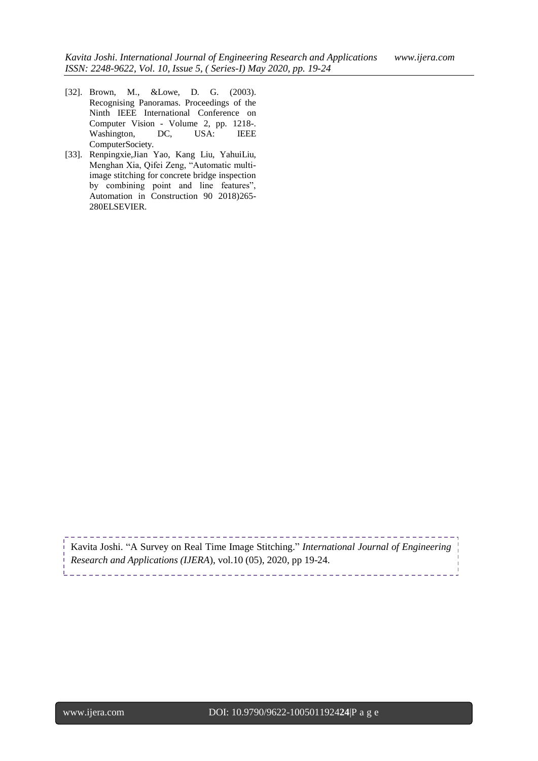[32]. Brown, M., &Lowe, D. G. (2003). Recognising Panoramas. Proceedings of the Ninth IEEE International Conference on Computer Vision - Volume 2, pp. 1218-. Washington, DC, USA: IEEE ComputerSociety.

[33]. Renpingxie,Jian Yao, Kang Liu, YahuiLiu, Menghan Xia, Qifei Zeng, "Automatic multi-image stitching for concrete bridge inspection by combining point and line features", Automation in Construction 90 2018)265-280ELSEVIER.

Kavita Joshi. "A Survey on Real Time Image Stitching." *International Journal of Engineering Research and Applications (IJERA*), vol.10 (05), 2020, pp 19-24.